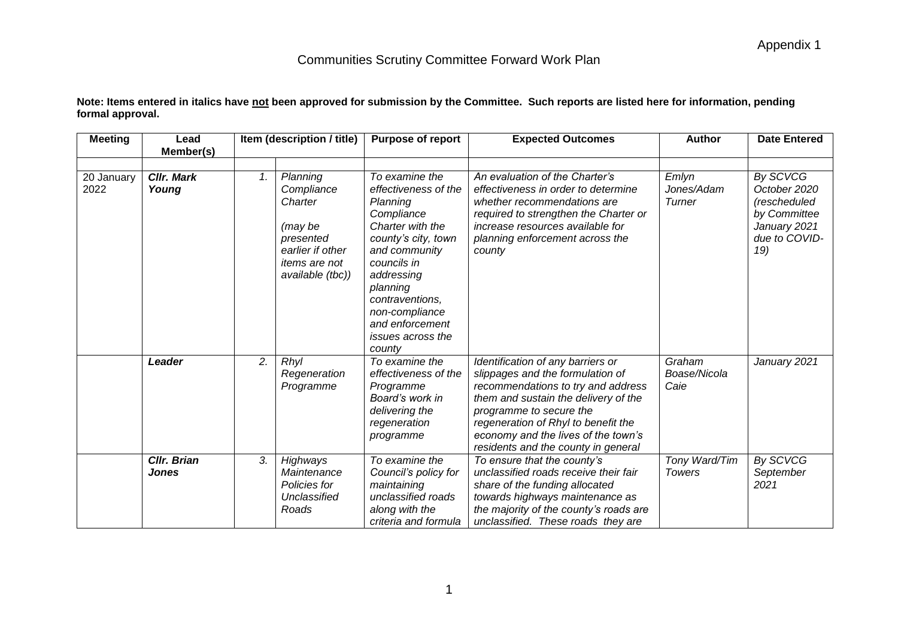Appendix 1

# Communities Scrutiny Committee Forward Work Plan

**Note: Items entered in italics have not been approved for submission by the Committee. Such reports are listed here for information, pending formal approval.**

| Meeting | Lead Member(s) | Item (description / title) | | Purpose of report | Expected Outcomes | Author | Date Entered |
|---|---|---|---|---|---|---|---|
| | | | | | | | |
| 20 January 2022 | ***Cllr. Mark Young*** | *1.* | *Planning Compliance Charter (may be presented earlier if other items are not available (tbc))* | *To examine the effectiveness of the Planning Compliance Charter with the county's city, town and community councils in addressing planning contraventions, non-compliance and enforcement issues across the county* | *An evaluation of the Charter's effectiveness in order to determine whether recommendations are required to strengthen the Charter or increase resources available for planning enforcement across the county* | *Emlyn Jones/Adam Turner* | *By SCVCG October 2020 (rescheduled by Committee January 2021 due to COVID-19)* |
| | ***Leader*** | *2.* | *Rhyl Regeneration Programme* | *To examine the effectiveness of the Programme Board's work in delivering the regeneration programme* | *Identification of any barriers or slippages and the formulation of recommendations to try and address them and sustain the delivery of the programme to secure the regeneration of Rhyl to benefit the economy and the lives of the town's residents and the county in general* | *Graham Boase/Nicola Caie* | *January 2021* |
| | ***Cllr. Brian Jones*** | *3.* | *Highways Maintenance Policies for Unclassified Roads* | *To examine the Council's policy for maintaining unclassified roads along with the criteria and formula* | *To ensure that the county's unclassified roads receive their fair share of the funding allocated towards highways maintenance as the majority of the county's roads are unclassified. These roads they are* | *Tony Ward/Tim Towers* | *By SCVCG September 2021* |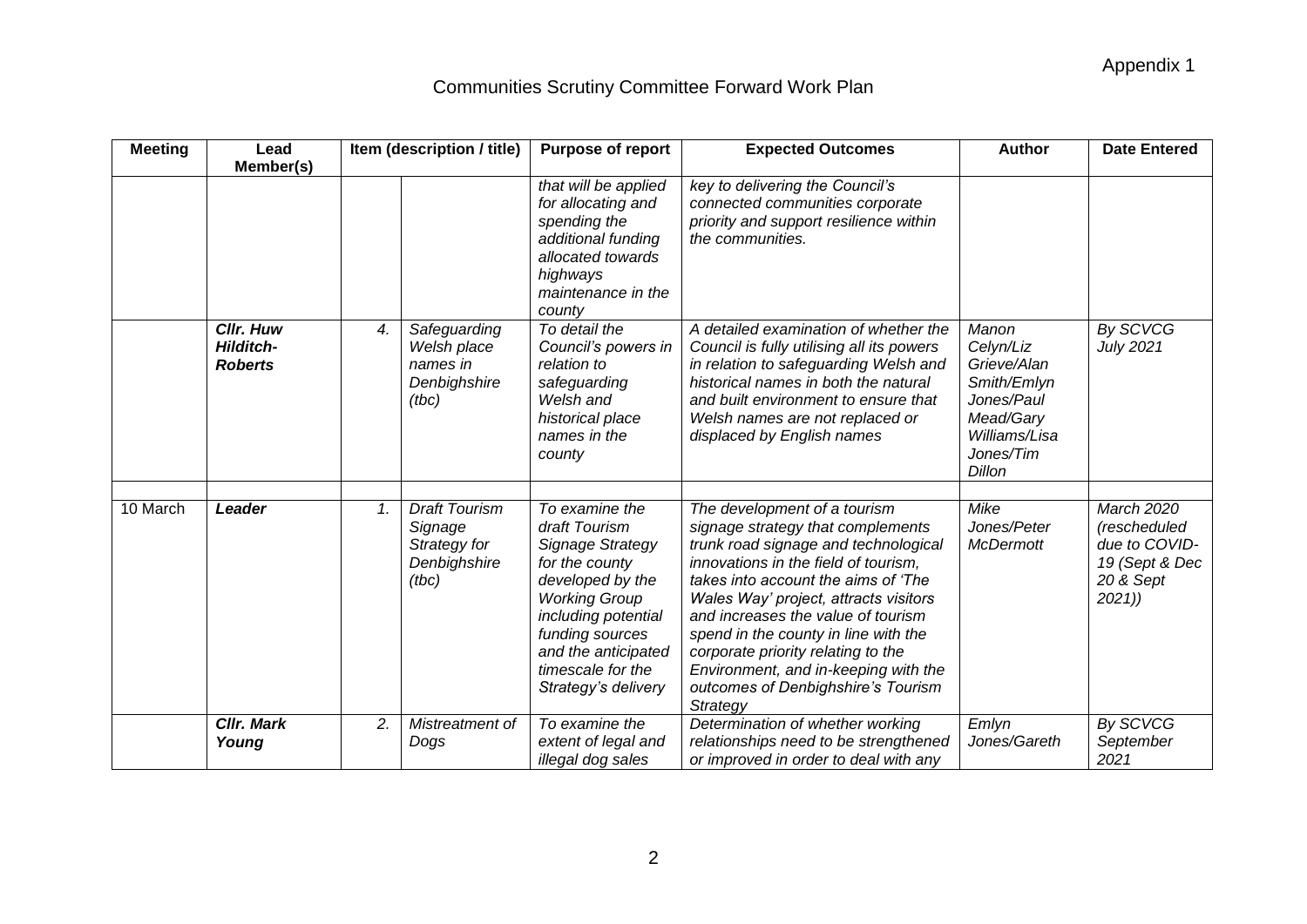Appendix 1

# Communities Scrutiny Committee Forward Work Plan

| Meeting | Lead Member(s) | Item (description / title) | | Purpose of report | Expected Outcomes | Author | Date Entered |
|---|---|---|---|---|---|---|---|
| | | | | *that will be applied for allocating and spending the additional funding allocated towards highways maintenance in the county* | *key to delivering the Council's connected communities corporate priority and support resilience within the communities.* | | |
| | ***Cllr. Huw Hilditch-Roberts*** | *4.* | *Safeguarding Welsh place names in Denbighshire (tbc)* | *To detail the Council's powers in relation to safeguarding Welsh and historical place names in the county* | *A detailed examination of whether the Council is fully utilising all its powers in relation to safeguarding Welsh and historical names in both the natural and built environment to ensure that Welsh names are not replaced or displaced by English names* | *Manon Celyn/Liz Grieve/Alan Smith/Emlyn Jones/Paul Mead/Gary Williams/Lisa Jones/Tim Dillon* | *By SCVCG July 2021* |
| | | | | | | | |
| 10 March | ***Leader*** | *1.* | *Draft Tourism Signage Strategy for Denbighshire (tbc)* | *To examine the draft Tourism Signage Strategy for the county developed by the Working Group including potential funding sources and the anticipated timescale for the Strategy's delivery* | *The development of a tourism signage strategy that complements trunk road signage and technological innovations in the field of tourism, takes into account the aims of 'The Wales Way' project, attracts visitors and increases the value of tourism spend in the county in line with the corporate priority relating to the Environment, and in-keeping with the outcomes of Denbighshire's Tourism Strategy* | *Mike Jones/Peter McDermott* | *March 2020 (rescheduled due to COVID-19 (Sept & Dec 20 & Sept 2021))* |
| | ***Cllr. Mark Young*** | *2.* | *Mistreatment of Dogs* | *To examine the extent of legal and illegal dog sales* | *Determination of whether working relationships need to be strengthened or improved in order to deal with any* | *Emlyn Jones/Gareth* | *By SCVCG September 2021* |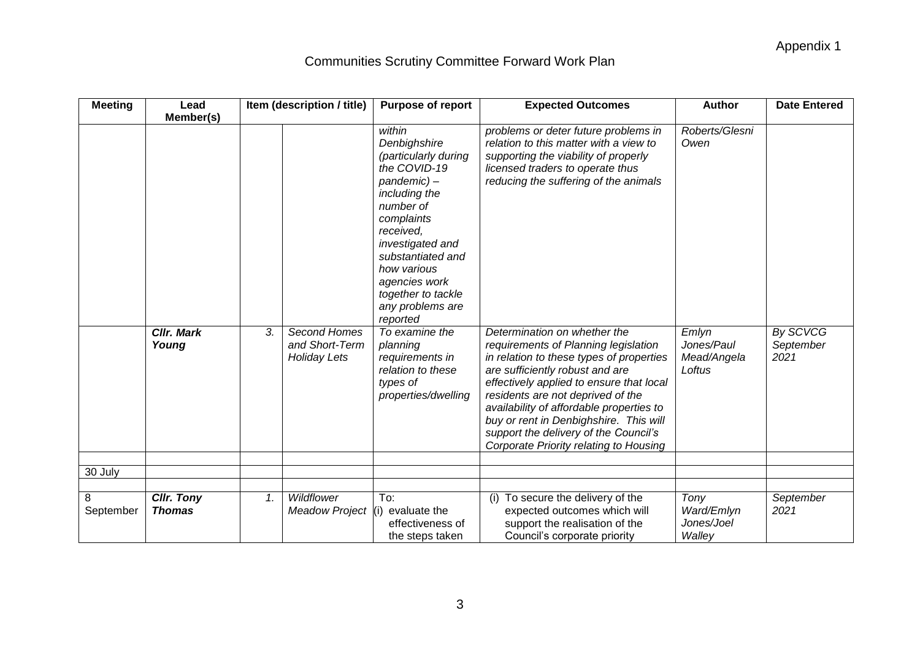Appendix 1

# Communities Scrutiny Committee Forward Work Plan

| Meeting | Lead Member(s) | Item (description / title) | | Purpose of report | Expected Outcomes | Author | Date Entered |
|---|---|---|---|---|---|---|---|
| | | | | *within Denbighshire (particularly during the COVID-19 pandemic) – including the number of complaints received, investigated and substantiated and how various agencies work together to tackle any problems are reported* | *problems or deter future problems in relation to this matter with a view to supporting the viability of properly licensed traders to operate thus reducing the suffering of the animals* | *Roberts/Glesni Owen* | |
| | ***Cllr. Mark Young*** | *3.* | *Second Homes and Short-Term Holiday Lets* | *To examine the planning requirements in relation to these types of properties/dwelling* | *Determination on whether the requirements of Planning legislation in relation to these types of properties are sufficiently robust and are effectively applied to ensure that local residents are not deprived of the availability of affordable properties to buy or rent in Denbighshire. This will support the delivery of the Council's Corporate Priority relating to Housing* | *Emlyn Jones/Paul Mead/Angela Loftus* | *By SCVCG September 2021* |
| | | | | | | | |
| 30 July | | | | | | | |
| | | | | | | | |
| 8 September | ***Cllr. Tony Thomas*** | *1.* | *Wildflower Meadow Project* | To:<br>(i) evaluate the effectiveness of the steps taken | (i) To secure the delivery of the expected outcomes which will support the realisation of the Council's corporate priority | *Tony Ward/Emlyn Jones/Joel Walley* | *September 2021* |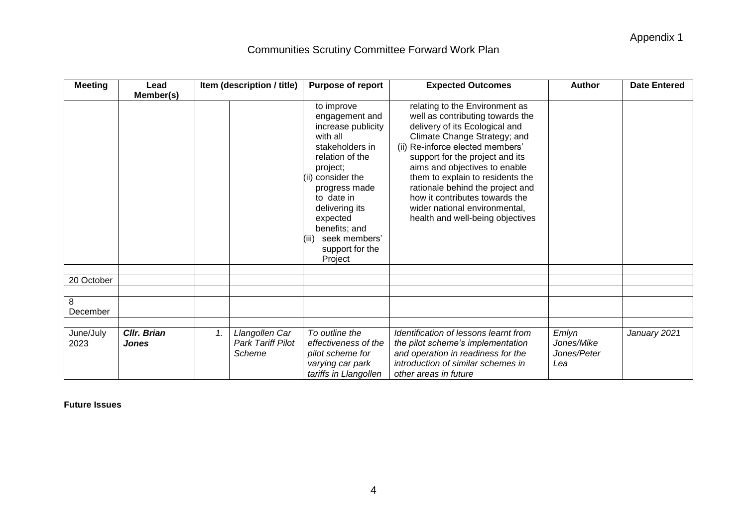Appendix 1

# Communities Scrutiny Committee Forward Work Plan

| Meeting | Lead Member(s) | Item (description / title) | | Purpose of report | Expected Outcomes | Author | Date Entered |
|---|---|---|---|---|---|---|---|
| | | | | to improve engagement and increase publicity with all stakeholders in relation of the project; (ii) consider the progress made to date in delivering its expected benefits; and (iii) seek members' support for the Project | relating to the Environment as well as contributing towards the delivery of its Ecological and Climate Change Strategy; and (ii) Re-inforce elected members' support for the project and its aims and objectives to enable them to explain to residents the rationale behind the project and how it contributes towards the wider national environmental, health and well-being objectives | | |
| | | | | | | | |
| 20 October | | | | | | | |
| | | | | | | | |
| 8 December | | | | | | | |
| | | | | | | | |
| June/July 2023 | ***Cllr. Brian Jones*** | *1.* | *Llangollen Car Park Tariff Pilot Scheme* | *To outline the effectiveness of the pilot scheme for varying car park tariffs in Llangollen* | *Identification of lessons learnt from the pilot scheme's implementation and operation in readiness for the introduction of similar schemes in other areas in future* | *Emlyn Jones/Mike Jones/Peter Lea* | *January 2021* |

**Future Issues**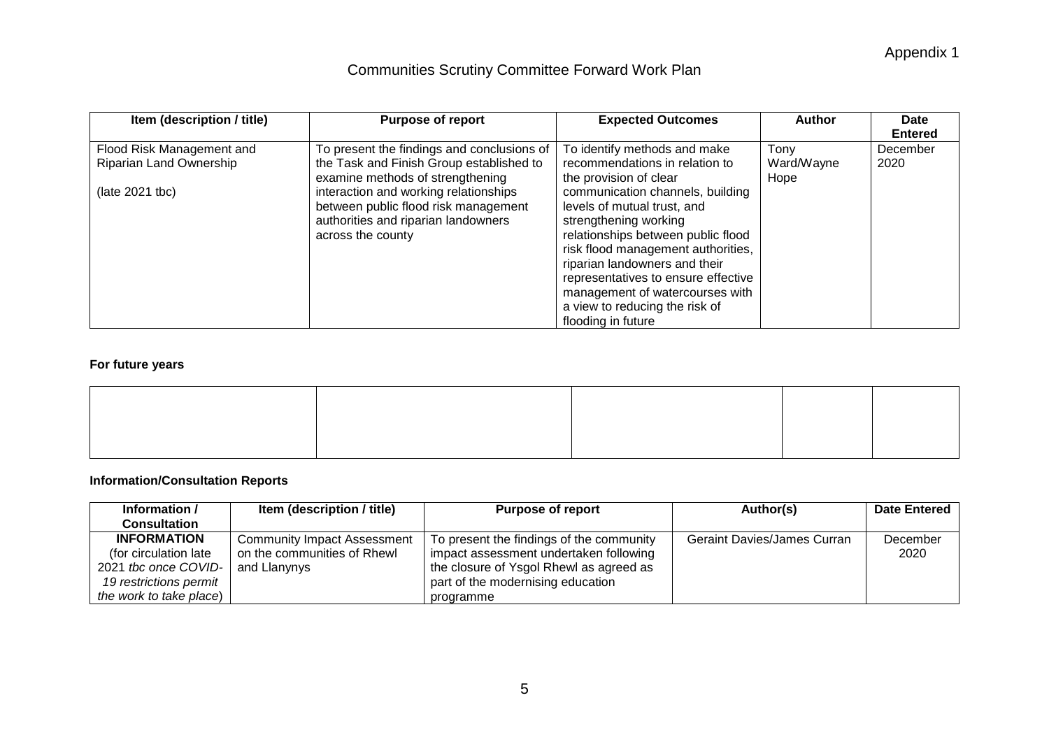Appendix 1

# Communities Scrutiny Committee Forward Work Plan

| Item (description / title) | Purpose of report | Expected Outcomes | Author | Date Entered |
|---|---|---|---|---|
| Flood Risk Management and Riparian Land Ownership<br><br>(late 2021 tbc) | To present the findings and conclusions of the Task and Finish Group established to examine methods of strengthening interaction and working relationships between public flood risk management authorities and riparian landowners across the county | To identify methods and make recommendations in relation to the provision of clear communication channels, building levels of mutual trust, and strengthening working relationships between public flood risk flood management authorities, riparian landowners and their representatives to ensure effective management of watercourses with a view to reducing the risk of flooding in future | Tony Ward/Wayne Hope | December 2020 |

**For future years**

| | | | | |
|---|---|---|---|---|
| | | | | |

**Information/Consultation Reports**

| Information / Consultation | Item (description / title) | Purpose of report | Author(s) | Date Entered |
|---|---|---|---|---|
| **INFORMATION** (for circulation late 2021 *tbc once COVID-19 restrictions permit the work to take place*) | Community Impact Assessment on the communities of Rhewl and Llanynys | To present the findings of the community impact assessment undertaken following the closure of Ysgol Rhewl as agreed as part of the modernising education programme | Geraint Davies/James Curran | December 2020 |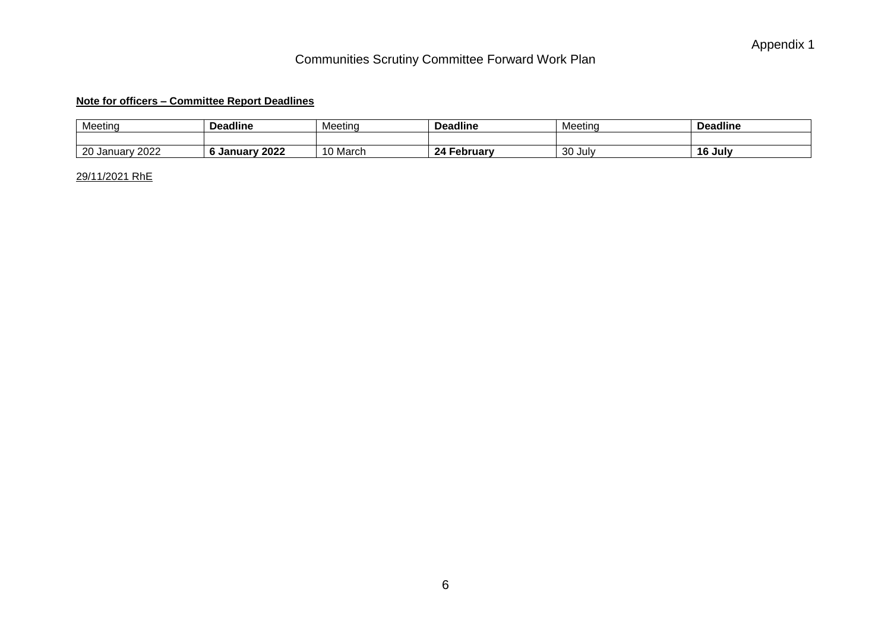Appendix 1

# Communities Scrutiny Committee Forward Work Plan

**Note for officers – Committee Report Deadlines**

| Meeting | **Deadline** | Meeting | **Deadline** | Meeting | **Deadline** |
|---|---|---|---|---|---|
| | | | | | |
| 20 January 2022 | **6 January 2022** | 10 March | **24 February** | 30 July | **16 July** |

29/11/2021 RhE